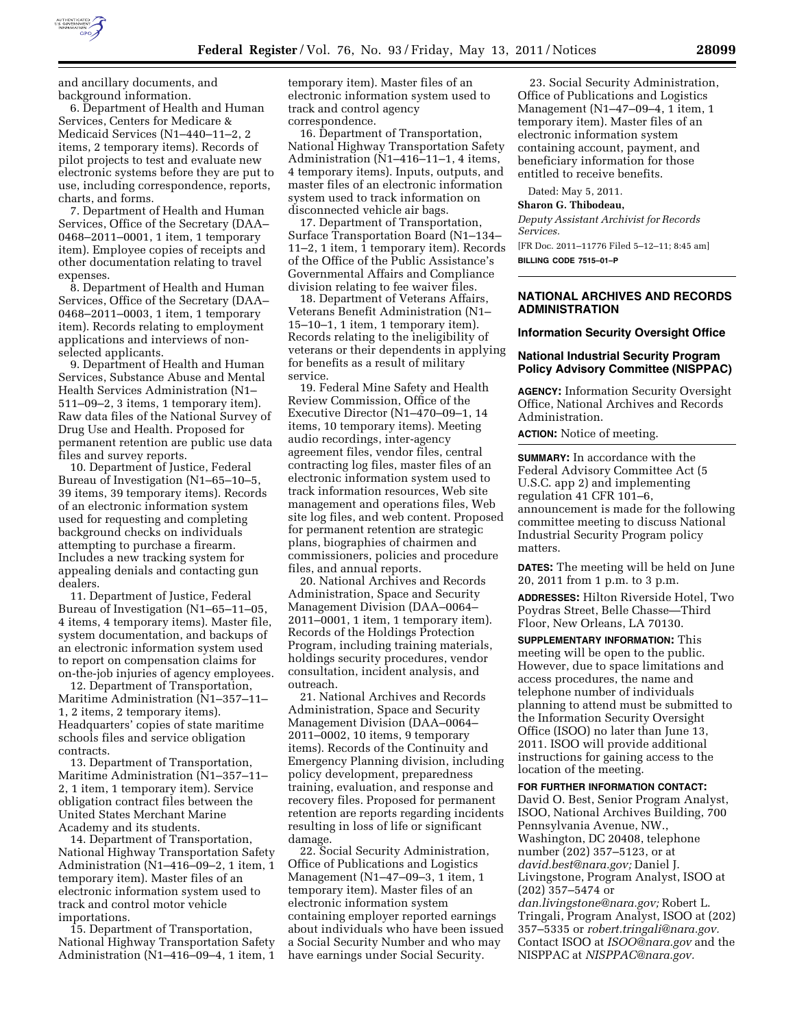and ancillary documents, and background information.

6. Department of Health and Human Services, Centers for Medicare & Medicaid Services (N1–440–11–2, 2 items, 2 temporary items). Records of pilot projects to test and evaluate new electronic systems before they are put to use, including correspondence, reports, charts, and forms.

7. Department of Health and Human Services, Office of the Secretary (DAA–0468–2011–0001, 1 item, 1 temporary item). Employee copies of receipts and other documentation relating to travel expenses.

8. Department of Health and Human Services, Office of the Secretary (DAA–0468–2011–0003, 1 item, 1 temporary item). Records relating to employment applications and interviews of non-selected applicants.

9. Department of Health and Human Services, Substance Abuse and Mental Health Services Administration (N1–511–09–2, 3 items, 1 temporary item). Raw data files of the National Survey of Drug Use and Health. Proposed for permanent retention are public use data files and survey reports.

10. Department of Justice, Federal Bureau of Investigation (N1–65–10–5, 39 items, 39 temporary items). Records of an electronic information system used for requesting and completing background checks on individuals attempting to purchase a firearm. Includes a new tracking system for appealing denials and contacting gun dealers.

11. Department of Justice, Federal Bureau of Investigation (N1–65–11–05, 4 items, 4 temporary items). Master file, system documentation, and backups of an electronic information system used to report on compensation claims for on-the-job injuries of agency employees.

12. Department of Transportation, Maritime Administration (N1–357–11–1, 2 items, 2 temporary items). Headquarters' copies of state maritime schools files and service obligation contracts.

13. Department of Transportation, Maritime Administration (N1–357–11–2, 1 item, 1 temporary item). Service obligation contract files between the United States Merchant Marine Academy and its students.

14. Department of Transportation, National Highway Transportation Safety Administration (N1–416–09–2, 1 item, 1 temporary item). Master files of an electronic information system used to track and control motor vehicle importations.

15. Department of Transportation, National Highway Transportation Safety Administration (N1–416–09–4, 1 item, 1 temporary item). Master files of an electronic information system used to track and control agency correspondence.

16. Department of Transportation, National Highway Transportation Safety Administration (N1–416–11–1, 4 items, 4 temporary items). Inputs, outputs, and master files of an electronic information system used to track information on disconnected vehicle air bags.

17. Department of Transportation, Surface Transportation Board (N1–134–11–2, 1 item, 1 temporary item). Records of the Office of the Public Assistance's Governmental Affairs and Compliance division relating to fee waiver files.

18. Department of Veterans Affairs, Veterans Benefit Administration (N1–15–10–1, 1 item, 1 temporary item). Records relating to the ineligibility of veterans or their dependents in applying for benefits as a result of military service.

19. Federal Mine Safety and Health Review Commission, Office of the Executive Director (N1–470–09–1, 14 items, 10 temporary items). Meeting audio recordings, inter-agency agreement files, vendor files, central contracting log files, master files of an electronic information system used to track information resources, Web site management and operations files, Web site log files, and web content. Proposed for permanent retention are strategic plans, biographies of chairmen and commissioners, policies and procedure files, and annual reports.

20. National Archives and Records Administration, Space and Security Management Division (DAA–0064–2011–0001, 1 item, 1 temporary item). Records of the Holdings Protection Program, including training materials, holdings security procedures, vendor consultation, incident analysis, and outreach.

21. National Archives and Records Administration, Space and Security Management Division (DAA–0064–2011–0002, 10 items, 9 temporary items). Records of the Continuity and Emergency Planning division, including policy development, preparedness training, evaluation, and response and recovery files. Proposed for permanent retention are reports regarding incidents resulting in loss of life or significant damage.

22. Social Security Administration, Office of Publications and Logistics Management (N1–47–09–3, 1 item, 1 temporary item). Master files of an electronic information system containing employer reported earnings about individuals who have been issued a Social Security Number and who may have earnings under Social Security.

23. Social Security Administration, Office of Publications and Logistics Management (N1–47–09–4, 1 item, 1 temporary item). Master files of an electronic information system containing account, payment, and beneficiary information for those entitled to receive benefits.

Dated: May 5, 2011.

**Sharon G. Thibodeau,**

*Deputy Assistant Archivist for Records Services.*

[FR Doc. 2011–11776 Filed 5–12–11; 8:45 am]

**BILLING CODE 7515–01–P**

## NATIONAL ARCHIVES AND RECORDS ADMINISTRATION

### Information Security Oversight Office

### National Industrial Security Program Policy Advisory Committee (NISPPAC)

**AGENCY:** Information Security Oversight Office, National Archives and Records Administration.

**ACTION:** Notice of meeting.

**SUMMARY:** In accordance with the Federal Advisory Committee Act (5 U.S.C. app 2) and implementing regulation 41 CFR 101–6, announcement is made for the following committee meeting to discuss National Industrial Security Program policy matters.

**DATES:** The meeting will be held on June 20, 2011 from 1 p.m. to 3 p.m.

**ADDRESSES:** Hilton Riverside Hotel, Two Poydras Street, Belle Chasse—Third Floor, New Orleans, LA 70130.

**SUPPLEMENTARY INFORMATION:** This meeting will be open to the public. However, due to space limitations and access procedures, the name and telephone number of individuals planning to attend must be submitted to the Information Security Oversight Office (ISOO) no later than June 13, 2011. ISOO will provide additional instructions for gaining access to the location of the meeting.

**FOR FURTHER INFORMATION CONTACT:** David O. Best, Senior Program Analyst, ISOO, National Archives Building, 700 Pennsylvania Avenue, NW., Washington, DC 20408, telephone number (202) 357–5123, or at *david.best@nara.gov;* Daniel J. Livingstone, Program Analyst, ISOO at (202) 357–5474 or *dan.livingstone@nara.gov;* Robert L. Tringali, Program Analyst, ISOO at (202) 357–5335 or *robert.tringali@nara.gov.* Contact ISOO at *ISOO@nara.gov* and the NISPPAC at *NISPPAC@nara.gov.*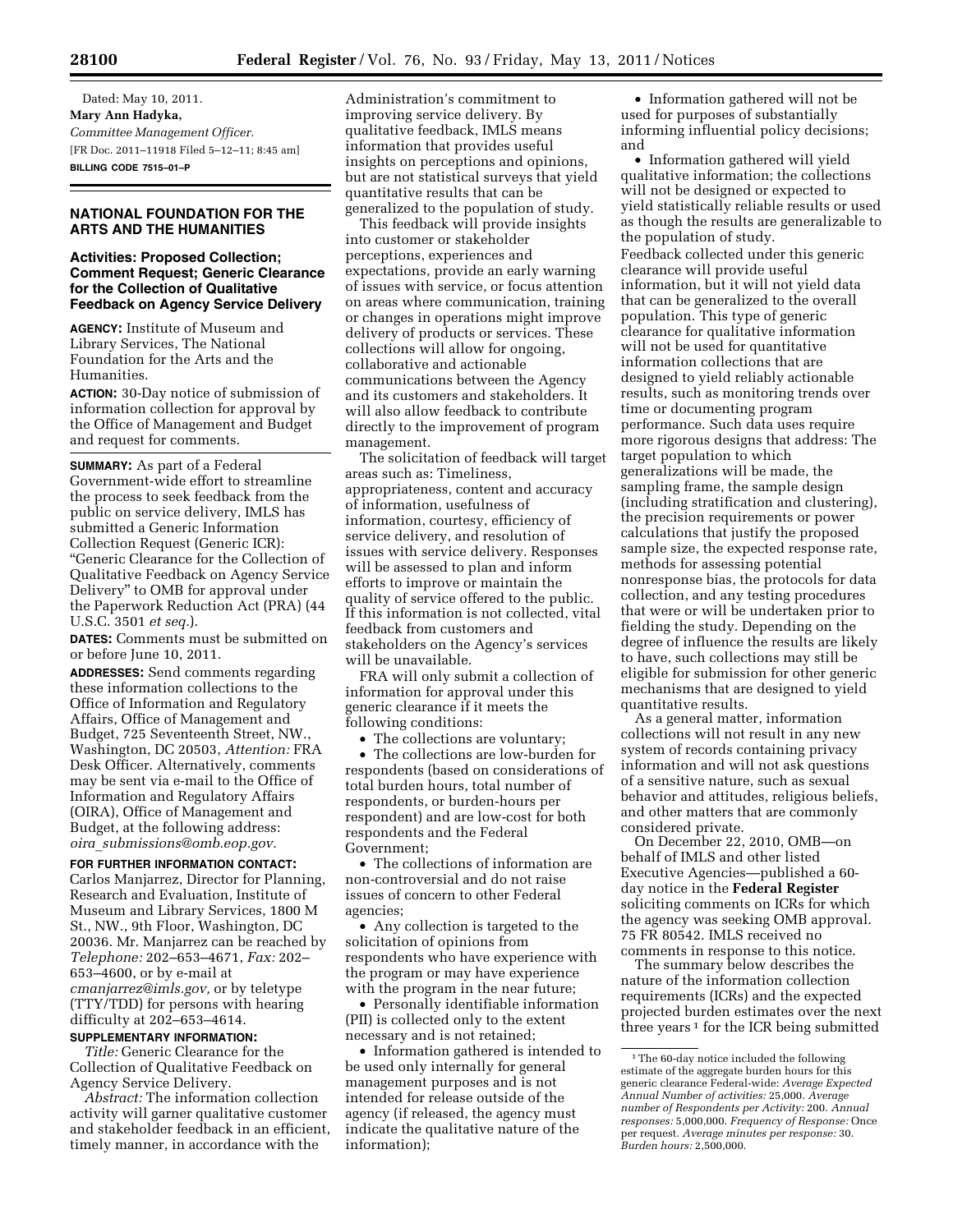Dated: May 10, 2011.

**Mary Ann Hadyka,**

*Committee Management Officer.*

[FR Doc. 2011–11918 Filed 5–12–11; 8:45 am]

**BILLING CODE 7515–01–P**

## NATIONAL FOUNDATION FOR THE ARTS AND THE HUMANITIES

### Activities: Proposed Collection; Comment Request; Generic Clearance for the Collection of Qualitative Feedback on Agency Service Delivery

**AGENCY:** Institute of Museum and Library Services, The National Foundation for the Arts and the Humanities.

**ACTION:** 30-Day notice of submission of information collection for approval by the Office of Management and Budget and request for comments.

**SUMMARY:** As part of a Federal Government-wide effort to streamline the process to seek feedback from the public on service delivery, IMLS has submitted a Generic Information Collection Request (Generic ICR): "Generic Clearance for the Collection of Qualitative Feedback on Agency Service Delivery" to OMB for approval under the Paperwork Reduction Act (PRA) (44 U.S.C. 3501 *et seq.*).

**DATES:** Comments must be submitted on or before June 10, 2011.

**ADDRESSES:** Send comments regarding these information collections to the Office of Information and Regulatory Affairs, Office of Management and Budget, 725 Seventeenth Street, NW., Washington, DC 20503, *Attention:* FRA Desk Officer. Alternatively, comments may be sent via e-mail to the Office of Information and Regulatory Affairs (OIRA), Office of Management and Budget, at the following address: *oira_submissions@omb.eop.gov.*

**FOR FURTHER INFORMATION CONTACT:** Carlos Manjarrez, Director for Planning, Research and Evaluation, Institute of Museum and Library Services, 1800 M St., NW., 9th Floor, Washington, DC 20036. Mr. Manjarrez can be reached by *Telephone:* 202–653–4671, *Fax:* 202–653–4600, or by e-mail at *cmanjarrez@imls.gov,* or by teletype (TTY/TDD) for persons with hearing difficulty at 202–653–4614.

**SUPPLEMENTARY INFORMATION:**

*Title:* Generic Clearance for the Collection of Qualitative Feedback on Agency Service Delivery.

*Abstract:* The information collection activity will garner qualitative customer and stakeholder feedback in an efficient, timely manner, in accordance with the Administration's commitment to improving service delivery. By qualitative feedback, IMLS means information that provides useful insights on perceptions and opinions, but are not statistical surveys that yield quantitative results that can be generalized to the population of study.

This feedback will provide insights into customer or stakeholder perceptions, experiences and expectations, provide an early warning of issues with service, or focus attention on areas where communication, training or changes in operations might improve delivery of products or services. These collections will allow for ongoing, collaborative and actionable communications between the Agency and its customers and stakeholders. It will also allow feedback to contribute directly to the improvement of program management.

The solicitation of feedback will target areas such as: Timeliness, appropriateness, content and accuracy of information, usefulness of information, courtesy, efficiency of service delivery, and resolution of issues with service delivery. Responses will be assessed to plan and inform efforts to improve or maintain the quality of service offered to the public. If this information is not collected, vital feedback from customers and stakeholders on the Agency's services will be unavailable.

FRA will only submit a collection of information for approval under this generic clearance if it meets the following conditions:

- The collections are voluntary;
- The collections are low-burden for respondents (based on considerations of total burden hours, total number of respondents, or burden-hours per respondent) and are low-cost for both respondents and the Federal Government;
- The collections of information are non-controversial and do not raise issues of concern to other Federal agencies;
- Any collection is targeted to the solicitation of opinions from respondents who have experience with the program or may have experience with the program in the near future;
- Personally identifiable information (PII) is collected only to the extent necessary and is not retained;
- Information gathered is intended to be used only internally for general management purposes and is not intended for release outside of the agency (if released, the agency must indicate the qualitative nature of the information);
- Information gathered will not be used for purposes of substantially informing influential policy decisions; and
- Information gathered will yield qualitative information; the collections will not be designed or expected to yield statistically reliable results or used as though the results are generalizable to the population of study.

Feedback collected under this generic clearance will provide useful information, but it will not yield data that can be generalized to the overall population. This type of generic clearance for qualitative information will not be used for quantitative information collections that are designed to yield reliably actionable results, such as monitoring trends over time or documenting program performance. Such data uses require more rigorous designs that address: The target population to which generalizations will be made, the sampling frame, the sample design (including stratification and clustering), the precision requirements or power calculations that justify the proposed sample size, the expected response rate, methods for assessing potential nonresponse bias, the protocols for data collection, and any testing procedures that were or will be undertaken prior to fielding the study. Depending on the degree of influence the results are likely to have, such collections may still be eligible for submission for other generic mechanisms that are designed to yield quantitative results.

As a general matter, information collections will not result in any new system of records containing privacy information and will not ask questions of a sensitive nature, such as sexual behavior and attitudes, religious beliefs, and other matters that are commonly considered private.

On December 22, 2010, OMB—on behalf of IMLS and other listed Executive Agencies—published a 60-day notice in the **Federal Register** soliciting comments on ICRs for which the agency was seeking OMB approval. 75 FR 80542. IMLS received no comments in response to this notice.

The summary below describes the nature of the information collection requirements (ICRs) and the expected projected burden estimates over the next three years [1] for the ICR being submitted

[1] The 60-day notice included the following estimate of the aggregate burden hours for this generic clearance Federal-wide: *Average Expected Annual Number of activities:* 25,000. *Average number of Respondents per Activity:* 200. *Annual responses:* 5,000,000. *Frequency of Response:* Once per request. *Average minutes per response:* 30. *Burden hours:* 2,500,000.